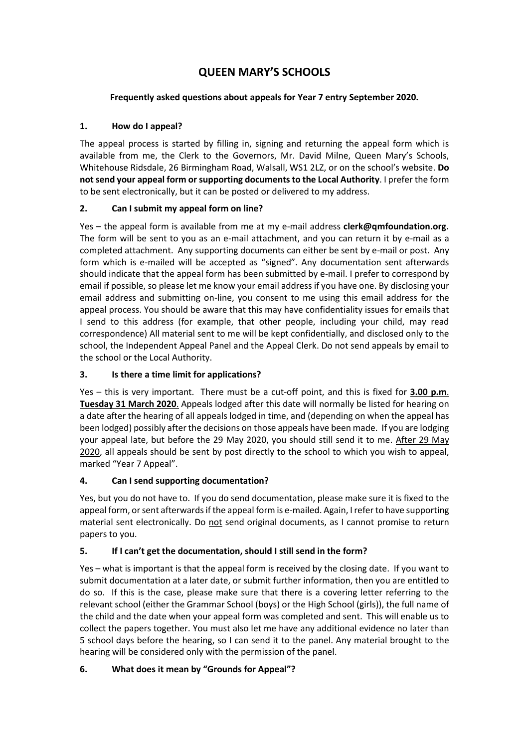# QUEEN MARY'S SCHOOLS

**Frequently asked questions about appeals for Year 7 entry September 2020.**

## 1. How do I appeal?

The appeal process is started by filling in, signing and returning the appeal form which is available from me, the Clerk to the Governors, Mr. David Milne, Queen Mary's Schools, Whitehouse Ridsdale, 26 Birmingham Road, Walsall, WS1 2LZ, or on the school's website. **Do not send your appeal form or supporting documents to the Local Authority**. I prefer the form to be sent electronically, but it can be posted or delivered to my address.

## 2. Can I submit my appeal form on line?

Yes – the appeal form is available from me at my e-mail address **clerk@qmfoundation.org.** The form will be sent to you as an e-mail attachment, and you can return it by e-mail as a completed attachment. Any supporting documents can either be sent by e-mail or post. Any form which is e-mailed will be accepted as "signed". Any documentation sent afterwards should indicate that the appeal form has been submitted by e-mail. I prefer to correspond by email if possible, so please let me know your email address if you have one. By disclosing your email address and submitting on-line, you consent to me using this email address for the appeal process. You should be aware that this may have confidentiality issues for emails that I send to this address (for example, that other people, including your child, may read correspondence) All material sent to me will be kept confidentially, and disclosed only to the school, the Independent Appeal Panel and the Appeal Clerk. Do not send appeals by email to the school or the Local Authority.

## 3. Is there a time limit for applications?

Yes – this is very important. There must be a cut-off point, and this is fixed for **3.00 p.m**. **Tuesday 31 March 2020**. Appeals lodged after this date will normally be listed for hearing on a date after the hearing of all appeals lodged in time, and (depending on when the appeal has been lodged) possibly after the decisions on those appeals have been made. If you are lodging your appeal late, but before the 29 May 2020, you should still send it to me. After 29 May 2020, all appeals should be sent by post directly to the school to which you wish to appeal, marked "Year 7 Appeal".

## 4. Can I send supporting documentation?

Yes, but you do not have to. If you do send documentation, please make sure it is fixed to the appeal form, or sent afterwards if the appeal form is e-mailed. Again, I refer to have supporting material sent electronically. Do not send original documents, as I cannot promise to return papers to you.

## 5. If I can't get the documentation, should I still send in the form?

Yes – what is important is that the appeal form is received by the closing date. If you want to submit documentation at a later date, or submit further information, then you are entitled to do so. If this is the case, please make sure that there is a covering letter referring to the relevant school (either the Grammar School (boys) or the High School (girls)), the full name of the child and the date when your appeal form was completed and sent. This will enable us to collect the papers together. You must also let me have any additional evidence no later than 5 school days before the hearing, so I can send it to the panel. Any material brought to the hearing will be considered only with the permission of the panel.

## 6. What does it mean by "Grounds for Appeal"?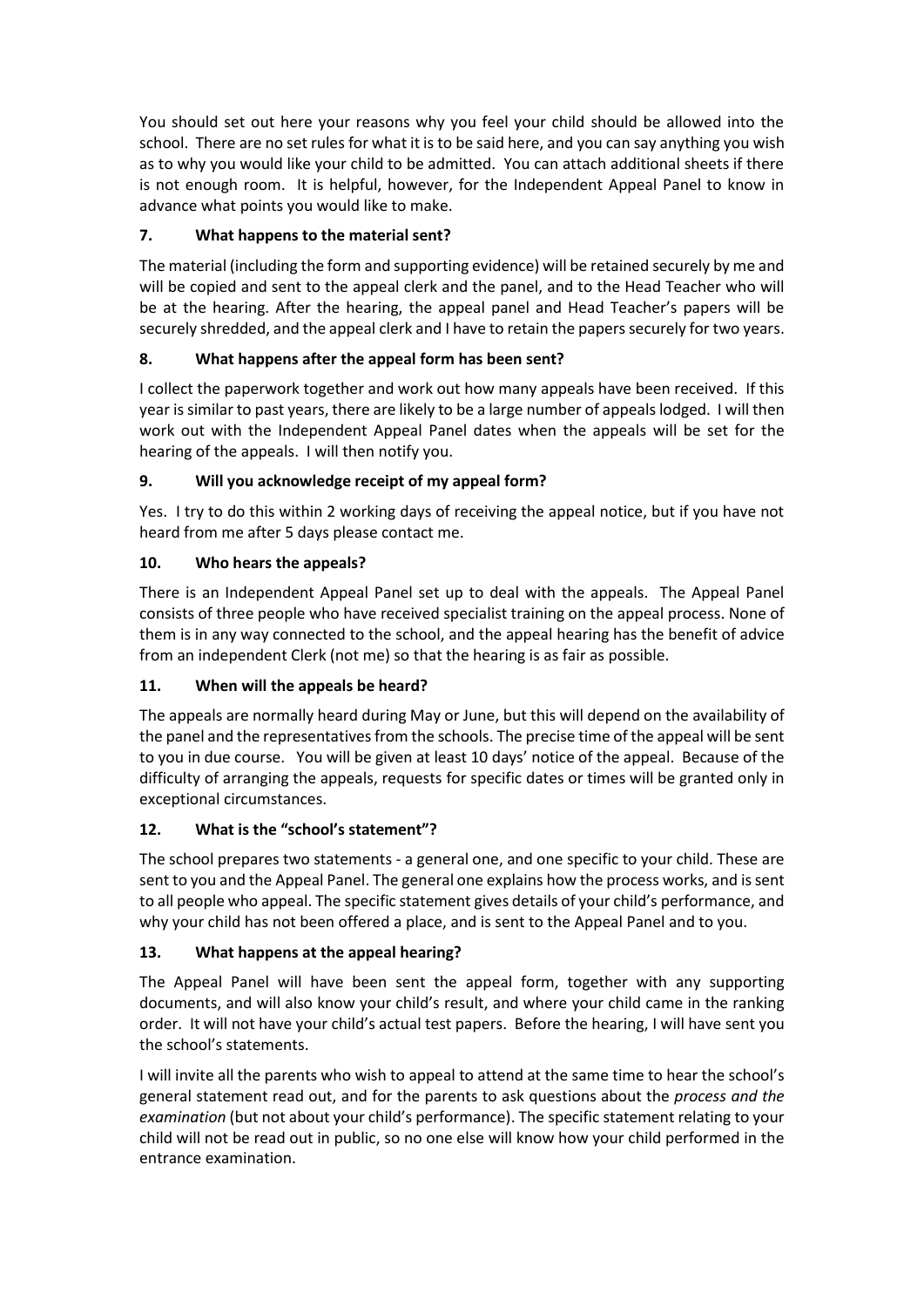You should set out here your reasons why you feel your child should be allowed into the school. There are no set rules for what it is to be said here, and you can say anything you wish as to why you would like your child to be admitted. You can attach additional sheets if there is not enough room. It is helpful, however, for the Independent Appeal Panel to know in advance what points you would like to make.

### 7. What happens to the material sent?

The material (including the form and supporting evidence) will be retained securely by me and will be copied and sent to the appeal clerk and the panel, and to the Head Teacher who will be at the hearing. After the hearing, the appeal panel and Head Teacher's papers will be securely shredded, and the appeal clerk and I have to retain the papers securely for two years.

### 8. What happens after the appeal form has been sent?

I collect the paperwork together and work out how many appeals have been received. If this year is similar to past years, there are likely to be a large number of appeals lodged. I will then work out with the Independent Appeal Panel dates when the appeals will be set for the hearing of the appeals. I will then notify you.

### 9. Will you acknowledge receipt of my appeal form?

Yes. I try to do this within 2 working days of receiving the appeal notice, but if you have not heard from me after 5 days please contact me.

### 10. Who hears the appeals?

There is an Independent Appeal Panel set up to deal with the appeals. The Appeal Panel consists of three people who have received specialist training on the appeal process. None of them is in any way connected to the school, and the appeal hearing has the benefit of advice from an independent Clerk (not me) so that the hearing is as fair as possible.

### 11. When will the appeals be heard?

The appeals are normally heard during May or June, but this will depend on the availability of the panel and the representatives from the schools. The precise time of the appeal will be sent to you in due course. You will be given at least 10 days' notice of the appeal. Because of the difficulty of arranging the appeals, requests for specific dates or times will be granted only in exceptional circumstances.

### 12. What is the "school's statement"?

The school prepares two statements - a general one, and one specific to your child. These are sent to you and the Appeal Panel. The general one explains how the process works, and is sent to all people who appeal. The specific statement gives details of your child's performance, and why your child has not been offered a place, and is sent to the Appeal Panel and to you.

### 13. What happens at the appeal hearing?

The Appeal Panel will have been sent the appeal form, together with any supporting documents, and will also know your child's result, and where your child came in the ranking order. It will not have your child's actual test papers. Before the hearing, I will have sent you the school's statements.

I will invite all the parents who wish to appeal to attend at the same time to hear the school's general statement read out, and for the parents to ask questions about the *process and the examination* (but not about your child's performance). The specific statement relating to your child will not be read out in public, so no one else will know how your child performed in the entrance examination.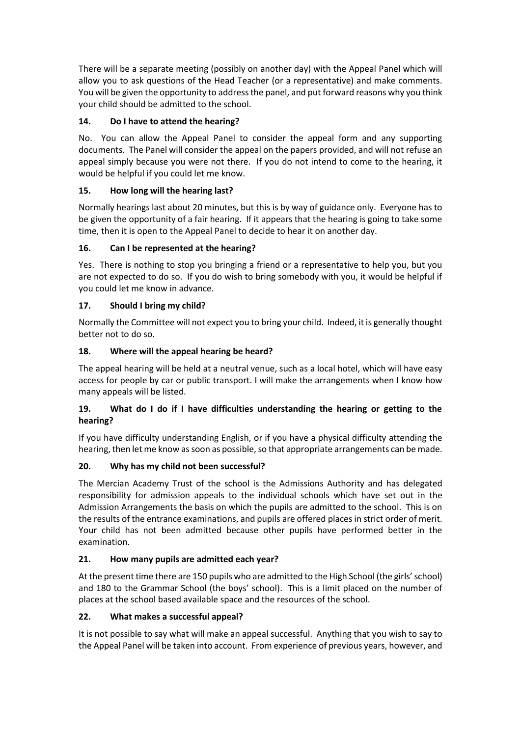There will be a separate meeting (possibly on another day) with the Appeal Panel which will allow you to ask questions of the Head Teacher (or a representative) and make comments. You will be given the opportunity to address the panel, and put forward reasons why you think your child should be admitted to the school.

### 14. Do I have to attend the hearing?

No. You can allow the Appeal Panel to consider the appeal form and any supporting documents. The Panel will consider the appeal on the papers provided, and will not refuse an appeal simply because you were not there. If you do not intend to come to the hearing, it would be helpful if you could let me know.

### 15. How long will the hearing last?

Normally hearings last about 20 minutes, but this is by way of guidance only. Everyone has to be given the opportunity of a fair hearing. If it appears that the hearing is going to take some time, then it is open to the Appeal Panel to decide to hear it on another day.

### 16. Can I be represented at the hearing?

Yes. There is nothing to stop you bringing a friend or a representative to help you, but you are not expected to do so. If you do wish to bring somebody with you, it would be helpful if you could let me know in advance.

### 17. Should I bring my child?

Normally the Committee will not expect you to bring your child. Indeed, it is generally thought better not to do so.

### 18. Where will the appeal hearing be heard?

The appeal hearing will be held at a neutral venue, such as a local hotel, which will have easy access for people by car or public transport. I will make the arrangements when I know how many appeals will be listed.

### 19. What do I do if I have difficulties understanding the hearing or getting to the hearing?

If you have difficulty understanding English, or if you have a physical difficulty attending the hearing, then let me know as soon as possible, so that appropriate arrangements can be made.

### 20. Why has my child not been successful?

The Mercian Academy Trust of the school is the Admissions Authority and has delegated responsibility for admission appeals to the individual schools which have set out in the Admission Arrangements the basis on which the pupils are admitted to the school. This is on the results of the entrance examinations, and pupils are offered places in strict order of merit. Your child has not been admitted because other pupils have performed better in the examination.

### 21. How many pupils are admitted each year?

At the present time there are 150 pupils who are admitted to the High School (the girls' school) and 180 to the Grammar School (the boys' school). This is a limit placed on the number of places at the school based available space and the resources of the school.

### 22. What makes a successful appeal?

It is not possible to say what will make an appeal successful. Anything that you wish to say to the Appeal Panel will be taken into account. From experience of previous years, however, and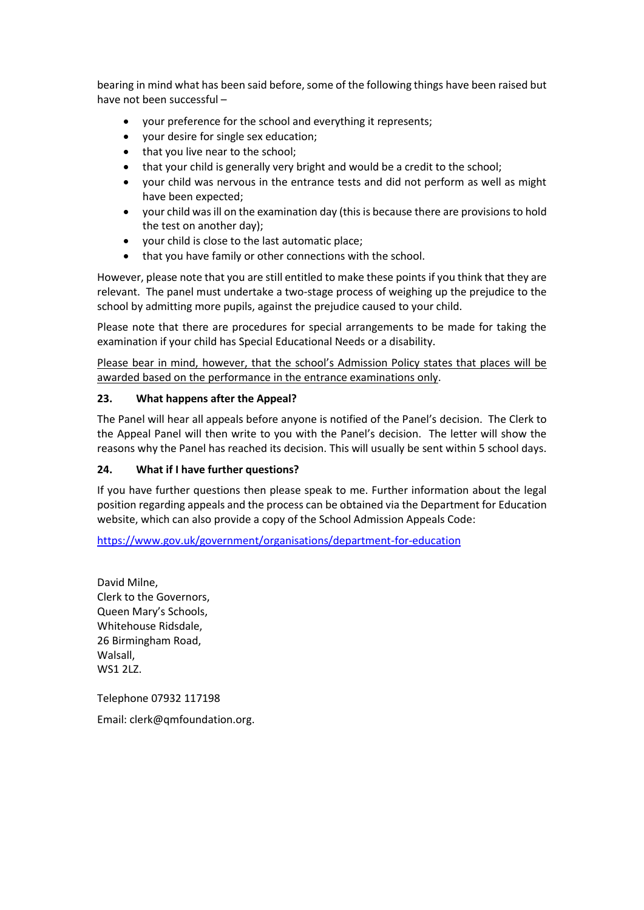bearing in mind what has been said before, some of the following things have been raised but have not been successful –

- your preference for the school and everything it represents;
- your desire for single sex education;
- that you live near to the school;
- that your child is generally very bright and would be a credit to the school;
- your child was nervous in the entrance tests and did not perform as well as might have been expected;
- your child was ill on the examination day (this is because there are provisions to hold the test on another day);
- your child is close to the last automatic place;
- that you have family or other connections with the school.

However, please note that you are still entitled to make these points if you think that they are relevant. The panel must undertake a two-stage process of weighing up the prejudice to the school by admitting more pupils, against the prejudice caused to your child.

Please note that there are procedures for special arrangements to be made for taking the examination if your child has Special Educational Needs or a disability.

Please bear in mind, however, that the school's Admission Policy states that places will be awarded based on the performance in the entrance examinations only.

### 23. What happens after the Appeal?

The Panel will hear all appeals before anyone is notified of the Panel's decision. The Clerk to the Appeal Panel will then write to you with the Panel's decision. The letter will show the reasons why the Panel has reached its decision. This will usually be sent within 5 school days.

### 24. What if I have further questions?

If you have further questions then please speak to me. Further information about the legal position regarding appeals and the process can be obtained via the Department for Education website, which can also provide a copy of the School Admission Appeals Code:

https://www.gov.uk/government/organisations/department-for-education

David Milne,
Clerk to the Governors,
Queen Mary's Schools,
Whitehouse Ridsdale,
26 Birmingham Road,
Walsall,
WS1 2LZ.

Telephone 07932 117198

Email: clerk@qmfoundation.org.